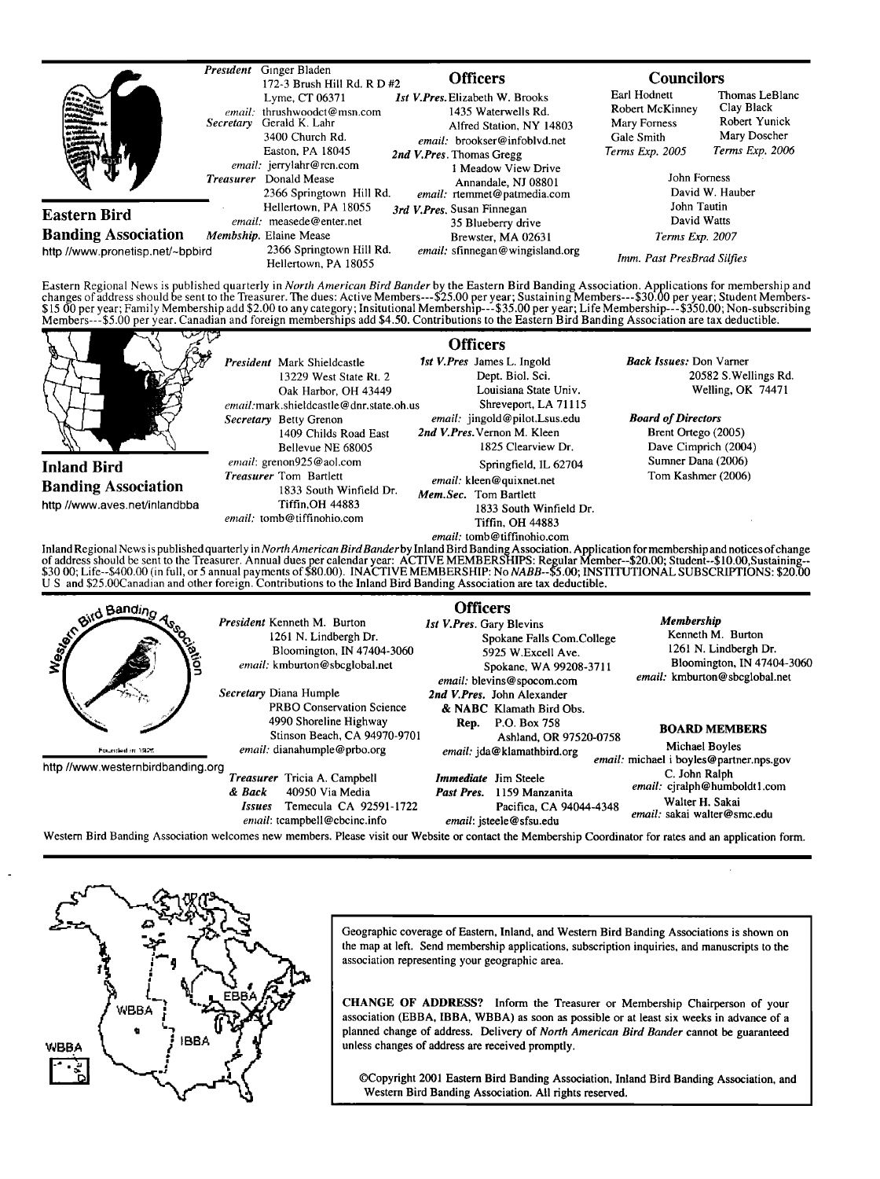## Eastern Bird Banding Association

http //www.pronetisp.net/~bpbird

*President* Ginger Bladen
172-3 Brush Hill Rd. R D #2
Lyme, CT 06371
*email:* thrushwoodct@msn.com

*Secretary* Gerald K. Lahr
3400 Church Rd.
Easton, PA 18045
*email:* jerrylahr@rcn.com

*Treasurer* Donald Mease
2366 Springtown Hill Rd.
Hellertown, PA 18055
*email:* measede@enter.net

*Membship.* Elaine Mease
2366 Springtown Hill Rd.
Hellertown, PA 18055

### Officers

*1st V.Pres.* Elizabeth W. Brooks
1435 Waterwells Rd.
Alfred Station, NY 14803
*email:* brookser@infoblvd.net

*2nd V.Pres.* Thomas Gregg
1 Meadow View Drive
Annandale, NJ 08801
*email:* rtemmet@patmedia.com

*3rd V.Pres.* Susan Finnegan
35 Blueberry drive
Brewster, MA 02631
*email:* sfinnegan@wingisland.org

### Councilors

Earl Hodnett
Robert McKinney
Mary Forness
Gale Smith
*Terms Exp. 2005*

Thomas LeBlanc
Clay Black
Robert Yunick
Mary Doscher
*Terms Exp. 2006*

John Forness
David W. Hauber
John Tautin
David Watts
*Terms Exp. 2007*

*Imm. Past PresBrad Silfies*

Eastern Regional News is published quarterly in *North American Bird Bander* by the Eastern Bird Banding Association. Applications for membership and changes of address should be sent to the Treasurer. The dues: Active Members---$25.00 per year; Sustaining Members---$30.00 per year; Student Members-$15 00 per year; Family Membership add $2.00 to any category; Insitutional Membership---$35.00 per year; Life Membership---$350.00; Non-subscribing Members---$5.00 per year. Canadian and foreign memberships add $4.50. Contributions to the Eastern Bird Banding Association are tax deductible.

## Inland Bird Banding Association

http //www.aves.net/inlandbba

*President* Mark Shieldcastle
13229 West State Rt. 2
Oak Harbor, OH 43449
*email:* mark.shieldcastle@dnr.state.oh.us

*Secretary* Betty Grenon
1409 Childs Road East
Bellevue NE 68005
*email:* grenon925@aol.com

*Treasurer* Tom Bartlett
1833 South Winfield Dr.
Tiffin,OH 44883
*email:* tomb@tiffinohio.com

### Officers

*1st V.Pres* James L. Ingold
Dept. Biol. Sci.
Louisiana State Univ.
Shreveport, LA 71115
*email:* jingold@pilot.Lsus.edu

*2nd V.Pres.* Vernon M. Kleen
1825 Clearview Dr.
Springfield, IL 62704
*email:* kleen@quixnet.net

*Mem.Sec.* Tom Bartlett
1833 South Winfield Dr.
Tiffin, OH 44883
*email:* tomb@tiffinohio.com

*Back Issues:* Don Varner
20582 S.Wellings Rd.
Welling, OK 74471

*Board of Directors*
Brent Ortego (2005)
Dave Cimprich (2004)
Sumner Dana (2006)
Tom Kashmer (2006)

Inland Regional News is published quarterly in *North American Bird Bander* by Inland Bird Banding Association. Application for membership and notices of change of address should be sent to the Treasurer. Annual dues per calendar year: ACTIVE MEMBERSHIPS: Regular Member--$20.00; Student--$10.00,Sustaining--$30 00; Life--$400.00 (in full, or 5 annual payments of $80.00). INACTIVE MEMBERSHIP: No *NABB*--$5.00; INSTITUTIONAL SUBSCRIPTIONS: $20.00 U S and $25.00Canadian and other foreign. Contributions to the Inland Bird Banding Association are tax deductible.

## Western Bird Banding Association

Founded in 1925

http //www.westernbirdbanding.org

*President* Kenneth M. Burton
1261 N. Lindbergh Dr.
Bloomington, IN 47404-3060
*email:* kmburton@sbcglobal.net

*Secretary* Diana Humple
PRBO Conservation Science
4990 Shoreline Highway
Stinson Beach, CA 94970-9701
*email:* dianahumple@prbo.org

*Treasurer & Back Issues* Tricia A. Campbell
40950 Via Media
Temecula CA 92591-1722
*email:* tcampbell@cbcinc.info

### Officers

*1st V.Pres.* Gary Blevins
Spokane Falls Com.College
5925 W.Excell Ave.
Spokane, WA 99208-3711
*email:* blevins@spocom.com

*2nd V.Pres. & NABC Rep.* John Alexander
Klamath Bird Obs.
P.O. Box 758
Ashland, OR 97520-0758
*email:* jda@klamathbird.org

*Immediate Past Pres.* Jim Steele
1159 Manzanita
Pacifica, CA 94044-4348
*email:* jsteele@sfsu.edu

*Membership*
Kenneth M. Burton
1261 N. Lindbergh Dr.
Bloomington, IN 47404-3060
*email:* kmburton@sbcglobal.net

### BOARD MEMBERS

Michael Boyles
*email:* michael i boyles@partner.nps.gov

C. John Ralph
*email:* cjralph@humboldt1.com

Walter H. Sakai
*email:* sakai walter@smc.edu

Western Bird Banding Association welcomes new members. Please visit our Website or contact the Membership Coordinator for rates and an application form.

---

Geographic coverage of Eastern, Inland, and Western Bird Banding Associations is shown on the map at left. Send membership applications, subscription inquiries, and manuscripts to the association representing your geographic area.

**CHANGE OF ADDRESS?** Inform the Treasurer or Membership Chairperson of your association (EBBA, IBBA, WBBA) as soon as possible or at least six weeks in advance of a planned change of address. Delivery of *North American Bird Bander* cannot be guaranteed unless changes of address are received promptly.

©Copyright 2001 Eastern Bird Banding Association, Inland Bird Banding Association, and Western Bird Banding Association. All rights reserved.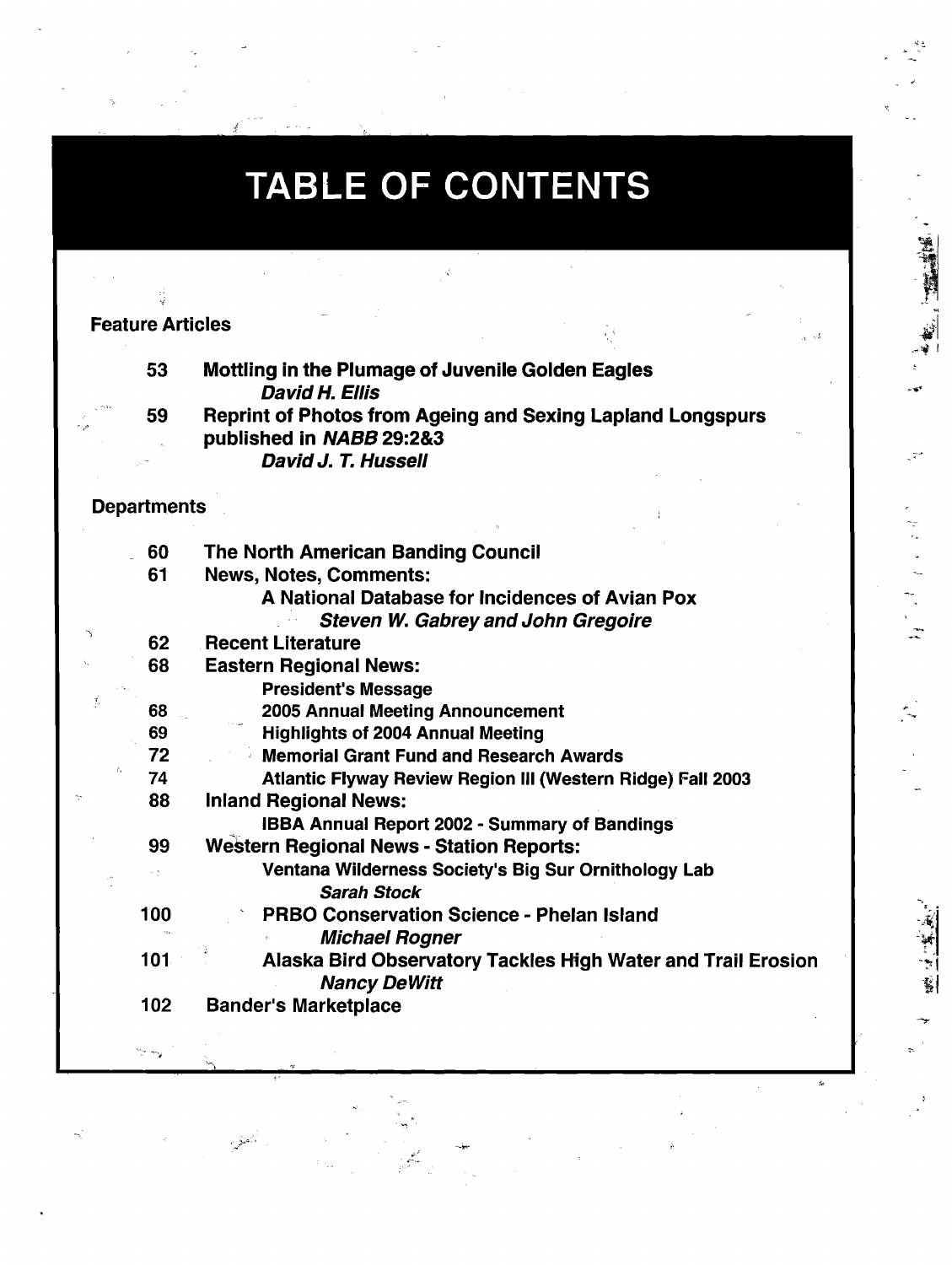# TABLE OF CONTENTS

## Feature Articles

**53** **Mottling in the Plumage of Juvenile Golden Eagles**
***David H. Ellis***

**59** **Reprint of Photos from Ageing and Sexing Lapland Longspurs published in *NABB* 29:2&3**
***David J. T. Hussell***

## Departments

**60** **The North American Banding Council**

**61** **News, Notes, Comments:**
**A National Database for Incidences of Avian Pox**
***Steven W. Gabrey and John Gregoire***

**62** **Recent Literature**

**68** **Eastern Regional News:**
**President's Message**

**68** **2005 Annual Meeting Announcement**

**69** **Highlights of 2004 Annual Meeting**

**72** **Memorial Grant Fund and Research Awards**

**74** **Atlantic Flyway Review Region III (Western Ridge) Fall 2003**

**88** **Inland Regional News:**
**IBBA Annual Report 2002 - Summary of Bandings**

**99** **Western Regional News - Station Reports:**
**Ventana Wilderness Society's Big Sur Ornithology Lab**
***Sarah Stock***

**100** **PRBO Conservation Science - Phelan Island**
***Michael Rogner***

**101** **Alaska Bird Observatory Tackles High Water and Trail Erosion**
***Nancy DeWitt***

**102** **Bander's Marketplace**